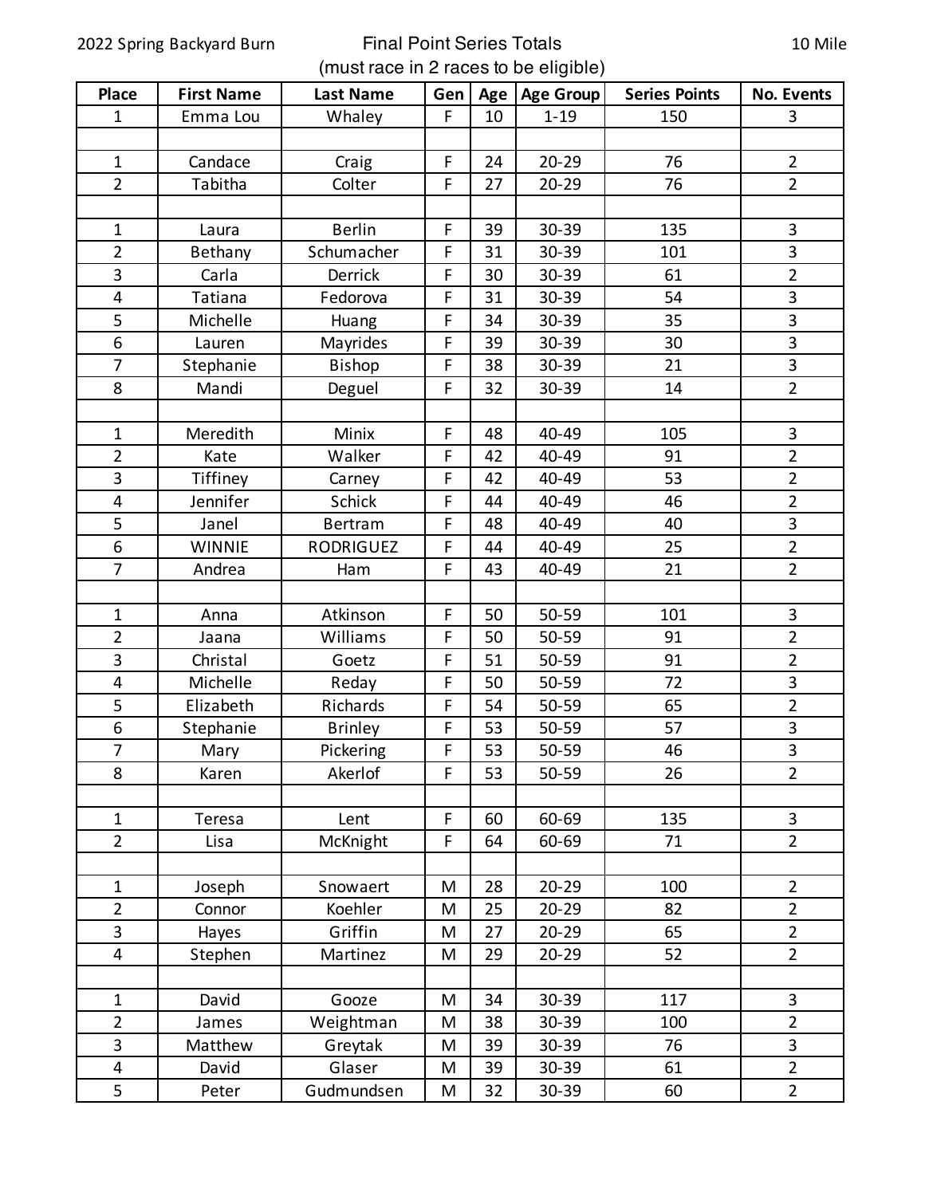2022 Spring Backyard Burn

# Final Point Series Totals

(must race in 2 races to be eligible)

10 Mile

| Place | First Name | Last Name | Gen | Age | Age Group | Series Points | No. Events |
|---|---|---|---|---|---|---|---|
| 1 | Emma Lou | Whaley | F | 10 | 1-19 | 150 | 3 |
| | | | | | | | |
| 1 | Candace | Craig | F | 24 | 20-29 | 76 | 2 |
| 2 | Tabitha | Colter | F | 27 | 20-29 | 76 | 2 |
| | | | | | | | |
| 1 | Laura | Berlin | F | 39 | 30-39 | 135 | 3 |
| 2 | Bethany | Schumacher | F | 31 | 30-39 | 101 | 3 |
| 3 | Carla | Derrick | F | 30 | 30-39 | 61 | 2 |
| 4 | Tatiana | Fedorova | F | 31 | 30-39 | 54 | 3 |
| 5 | Michelle | Huang | F | 34 | 30-39 | 35 | 3 |
| 6 | Lauren | Mayrides | F | 39 | 30-39 | 30 | 3 |
| 7 | Stephanie | Bishop | F | 38 | 30-39 | 21 | 3 |
| 8 | Mandi | Deguel | F | 32 | 30-39 | 14 | 2 |
| | | | | | | | |
| 1 | Meredith | Minix | F | 48 | 40-49 | 105 | 3 |
| 2 | Kate | Walker | F | 42 | 40-49 | 91 | 2 |
| 3 | Tiffiney | Carney | F | 42 | 40-49 | 53 | 2 |
| 4 | Jennifer | Schick | F | 44 | 40-49 | 46 | 2 |
| 5 | Janel | Bertram | F | 48 | 40-49 | 40 | 3 |
| 6 | WINNIE | RODRIGUEZ | F | 44 | 40-49 | 25 | 2 |
| 7 | Andrea | Ham | F | 43 | 40-49 | 21 | 2 |
| | | | | | | | |
| 1 | Anna | Atkinson | F | 50 | 50-59 | 101 | 3 |
| 2 | Jaana | Williams | F | 50 | 50-59 | 91 | 2 |
| 3 | Christal | Goetz | F | 51 | 50-59 | 91 | 2 |
| 4 | Michelle | Reday | F | 50 | 50-59 | 72 | 3 |
| 5 | Elizabeth | Richards | F | 54 | 50-59 | 65 | 2 |
| 6 | Stephanie | Brinley | F | 53 | 50-59 | 57 | 3 |
| 7 | Mary | Pickering | F | 53 | 50-59 | 46 | 3 |
| 8 | Karen | Akerlof | F | 53 | 50-59 | 26 | 2 |
| | | | | | | | |
| 1 | Teresa | Lent | F | 60 | 60-69 | 135 | 3 |
| 2 | Lisa | McKnight | F | 64 | 60-69 | 71 | 2 |
| | | | | | | | |
| 1 | Joseph | Snowaert | M | 28 | 20-29 | 100 | 2 |
| 2 | Connor | Koehler | M | 25 | 20-29 | 82 | 2 |
| 3 | Hayes | Griffin | M | 27 | 20-29 | 65 | 2 |
| 4 | Stephen | Martinez | M | 29 | 20-29 | 52 | 2 |
| | | | | | | | |
| 1 | David | Gooze | M | 34 | 30-39 | 117 | 3 |
| 2 | James | Weightman | M | 38 | 30-39 | 100 | 2 |
| 3 | Matthew | Greytak | M | 39 | 30-39 | 76 | 3 |
| 4 | David | Glaser | M | 39 | 30-39 | 61 | 2 |
| 5 | Peter | Gudmundsen | M | 32 | 30-39 | 60 | 2 |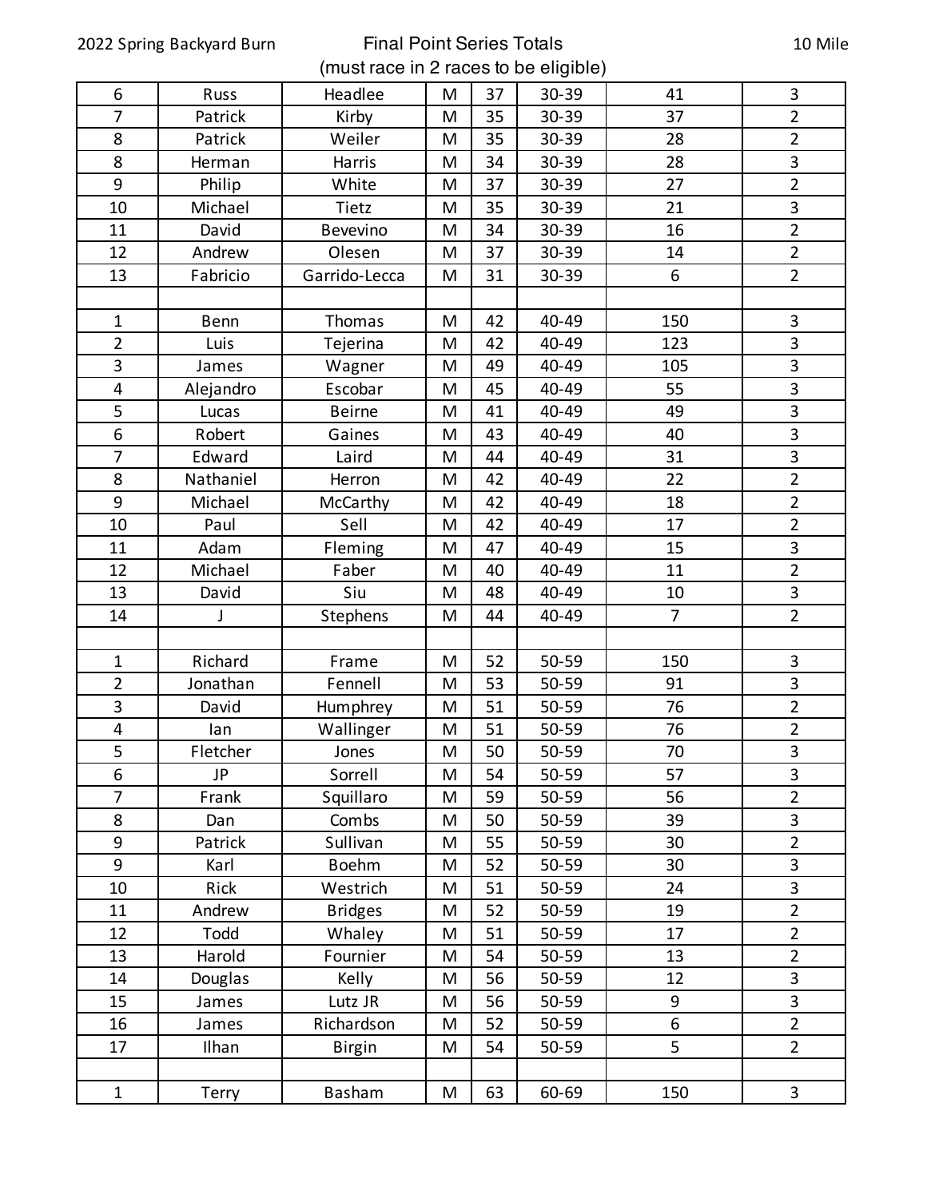2022 Spring Backyard Burn

# Final Point Series Totals
(must race in 2 races to be eligible)

10 Mile

| | | | | | | | |
|---|---|---|---|---|---|---|---|
| 6 | Russ | Headlee | M | 37 | 30-39 | 41 | 3 |
| 7 | Patrick | Kirby | M | 35 | 30-39 | 37 | 2 |
| 8 | Patrick | Weiler | M | 35 | 30-39 | 28 | 2 |
| 8 | Herman | Harris | M | 34 | 30-39 | 28 | 3 |
| 9 | Philip | White | M | 37 | 30-39 | 27 | 2 |
| 10 | Michael | Tietz | M | 35 | 30-39 | 21 | 3 |
| 11 | David | Bevevino | M | 34 | 30-39 | 16 | 2 |
| 12 | Andrew | Olesen | M | 37 | 30-39 | 14 | 2 |
| 13 | Fabricio | Garrido-Lecca | M | 31 | 30-39 | 6 | 2 |
| | | | | | | | |
| 1 | Benn | Thomas | M | 42 | 40-49 | 150 | 3 |
| 2 | Luis | Tejerina | M | 42 | 40-49 | 123 | 3 |
| 3 | James | Wagner | M | 49 | 40-49 | 105 | 3 |
| 4 | Alejandro | Escobar | M | 45 | 40-49 | 55 | 3 |
| 5 | Lucas | Beirne | M | 41 | 40-49 | 49 | 3 |
| 6 | Robert | Gaines | M | 43 | 40-49 | 40 | 3 |
| 7 | Edward | Laird | M | 44 | 40-49 | 31 | 3 |
| 8 | Nathaniel | Herron | M | 42 | 40-49 | 22 | 2 |
| 9 | Michael | McCarthy | M | 42 | 40-49 | 18 | 2 |
| 10 | Paul | Sell | M | 42 | 40-49 | 17 | 2 |
| 11 | Adam | Fleming | M | 47 | 40-49 | 15 | 3 |
| 12 | Michael | Faber | M | 40 | 40-49 | 11 | 2 |
| 13 | David | Siu | M | 48 | 40-49 | 10 | 3 |
| 14 | J | Stephens | M | 44 | 40-49 | 7 | 2 |
| | | | | | | | |
| 1 | Richard | Frame | M | 52 | 50-59 | 150 | 3 |
| 2 | Jonathan | Fennell | M | 53 | 50-59 | 91 | 3 |
| 3 | David | Humphrey | M | 51 | 50-59 | 76 | 2 |
| 4 | Ian | Wallinger | M | 51 | 50-59 | 76 | 2 |
| 5 | Fletcher | Jones | M | 50 | 50-59 | 70 | 3 |
| 6 | JP | Sorrell | M | 54 | 50-59 | 57 | 3 |
| 7 | Frank | Squillaro | M | 59 | 50-59 | 56 | 2 |
| 8 | Dan | Combs | M | 50 | 50-59 | 39 | 3 |
| 9 | Patrick | Sullivan | M | 55 | 50-59 | 30 | 2 |
| 9 | Karl | Boehm | M | 52 | 50-59 | 30 | 3 |
| 10 | Rick | Westrich | M | 51 | 50-59 | 24 | 3 |
| 11 | Andrew | Bridges | M | 52 | 50-59 | 19 | 2 |
| 12 | Todd | Whaley | M | 51 | 50-59 | 17 | 2 |
| 13 | Harold | Fournier | M | 54 | 50-59 | 13 | 2 |
| 14 | Douglas | Kelly | M | 56 | 50-59 | 12 | 3 |
| 15 | James | Lutz JR | M | 56 | 50-59 | 9 | 3 |
| 16 | James | Richardson | M | 52 | 50-59 | 6 | 2 |
| 17 | Ilhan | Birgin | M | 54 | 50-59 | 5 | 2 |
| | | | | | | | |
| 1 | Terry | Basham | M | 63 | 60-69 | 150 | 3 |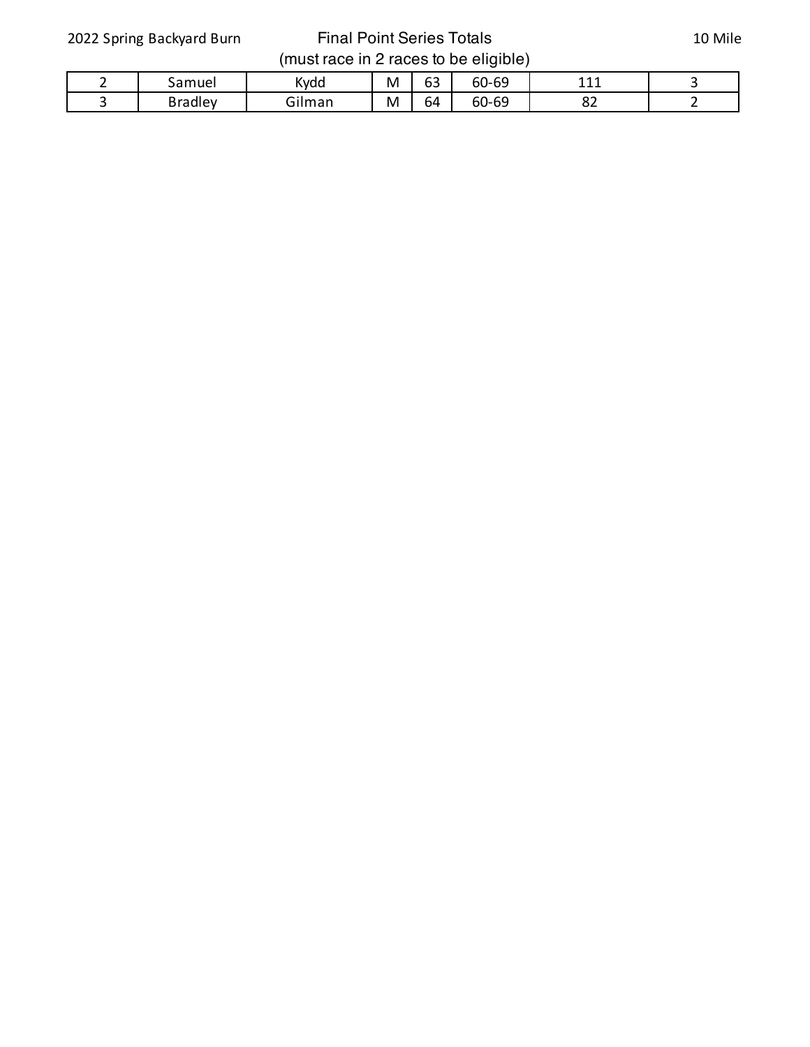| | | | | | | | |
|---|---|---|---|---|---|---|---|
| 2 | Samuel | Kydd | M | 63 | 60-69 | 111 | 3 |
| 3 | Bradley | Gilman | M | 64 | 60-69 | 82 | 2 |